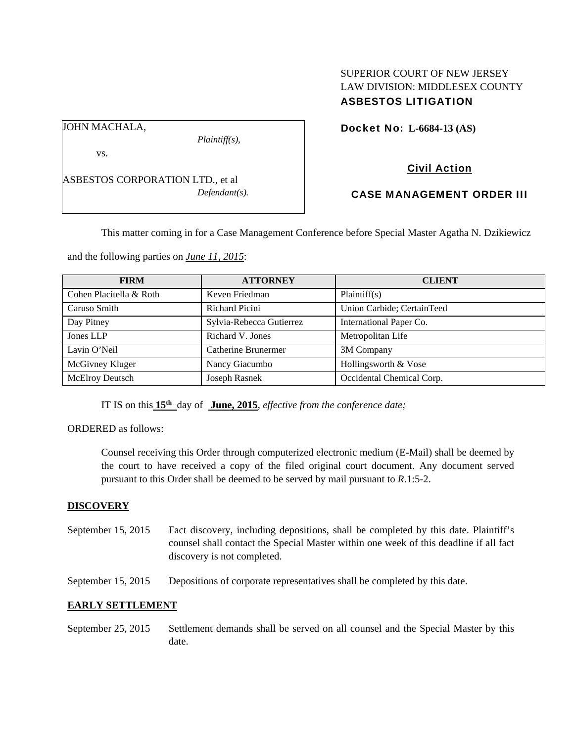SUPERIOR COURT OF NEW JERSEY
LAW DIVISION: MIDDLESEX COUNTY
**ASBESTOS LITIGATION**

JOHN MACHALA,
*Plaintiff(s),*

vs.

ASBESTOS CORPORATION LTD., et al
*Defendant(s).*

**Docket No: L-6684-13 (AS)**

**Civil Action**

**CASE MANAGEMENT ORDER III**

This matter coming in for a Case Management Conference before Special Master Agatha N. Dzikiewicz and the following parties on ***June 11, 2015***:

| FIRM | ATTORNEY | CLIENT |
|---|---|---|
| Cohen Placitella & Roth | Keven Friedman | Plaintiff(s) |
| Caruso Smith | Richard Picini | Union Carbide; CertainTeed |
| Day Pitney | Sylvia-Rebecca Gutierrez | International Paper Co. |
| Jones LLP | Richard V. Jones | Metropolitan Life |
| Lavin O'Neil | Catherine Brunermer | 3M Company |
| McGivney Kluger | Nancy Giacumbo | Hollingsworth & Vose |
| McElroy Deutsch | Joseph Rasnek | Occidental Chemical Corp. |

IT IS on this **15th** day of **June, 2015**, *effective from the conference date;*

ORDERED as follows:

Counsel receiving this Order through computerized electronic medium (E-Mail) shall be deemed by the court to have received a copy of the filed original court document. Any document served pursuant to this Order shall be deemed to be served by mail pursuant to *R*.1:5-2.

**DISCOVERY**

September 15, 2015 — Fact discovery, including depositions, shall be completed by this date. Plaintiff's counsel shall contact the Special Master within one week of this deadline if all fact discovery is not completed.

September 15, 2015 — Depositions of corporate representatives shall be completed by this date.

**EARLY SETTLEMENT**

September 25, 2015 — Settlement demands shall be served on all counsel and the Special Master by this date.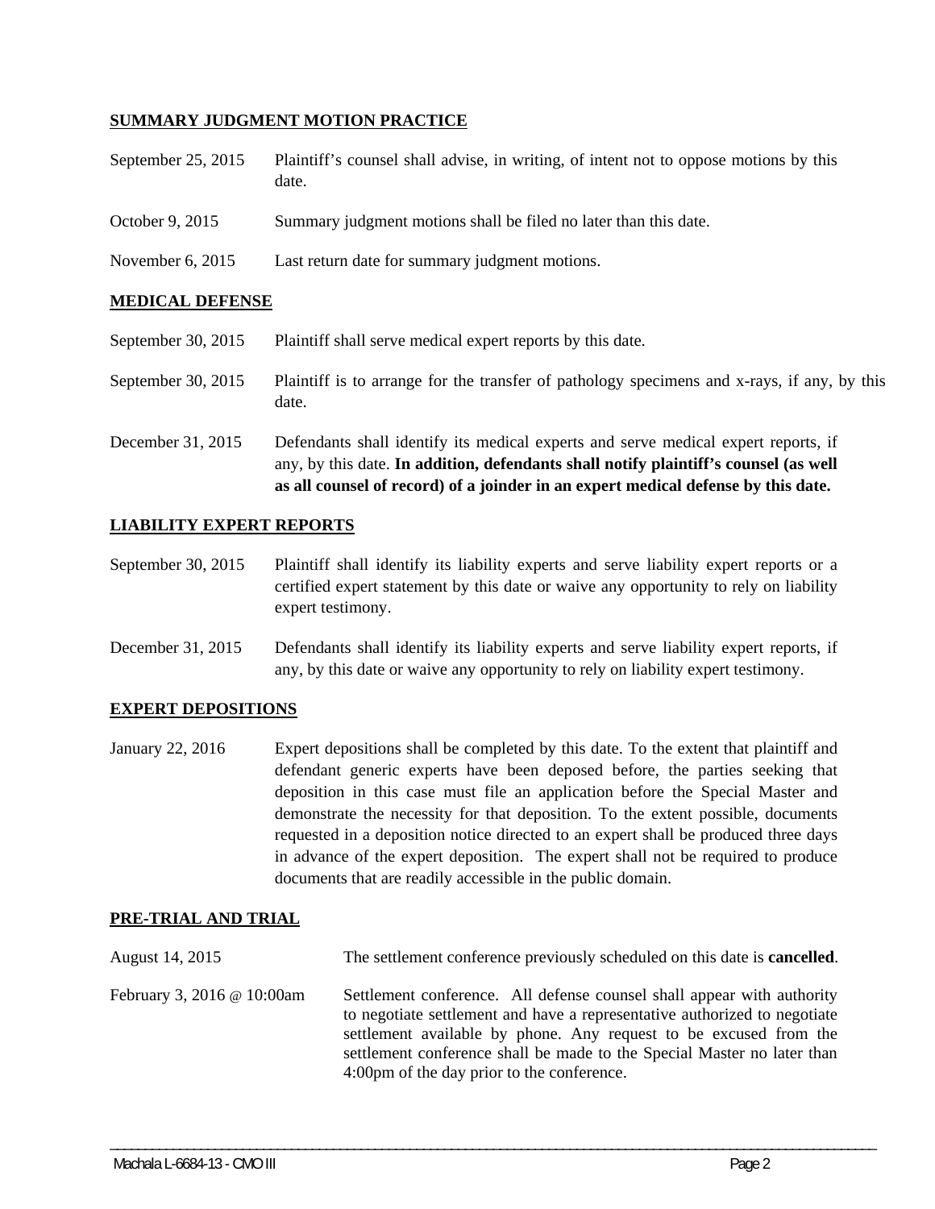**SUMMARY JUDGMENT MOTION PRACTICE**

| | |
|---|---|
| September 25, 2015 | Plaintiff's counsel shall advise, in writing, of intent not to oppose motions by this date. |
| October 9, 2015 | Summary judgment motions shall be filed no later than this date. |
| November 6, 2015 | Last return date for summary judgment motions. |

**MEDICAL DEFENSE**

| | |
|---|---|
| September 30, 2015 | Plaintiff shall serve medical expert reports by this date. |
| September 30, 2015 | Plaintiff is to arrange for the transfer of pathology specimens and x-rays, if any, by this date. |
| December 31, 2015 | Defendants shall identify its medical experts and serve medical expert reports, if any, by this date. **In addition, defendants shall notify plaintiff's counsel (as well as all counsel of record) of a joinder in an expert medical defense by this date.** |

**LIABILITY EXPERT REPORTS**

| | |
|---|---|
| September 30, 2015 | Plaintiff shall identify its liability experts and serve liability expert reports or a certified expert statement by this date or waive any opportunity to rely on liability expert testimony. |
| December 31, 2015 | Defendants shall identify its liability experts and serve liability expert reports, if any, by this date or waive any opportunity to rely on liability expert testimony. |

**EXPERT DEPOSITIONS**

| | |
|---|---|
| January 22, 2016 | Expert depositions shall be completed by this date. To the extent that plaintiff and defendant generic experts have been deposed before, the parties seeking that deposition in this case must file an application before the Special Master and demonstrate the necessity for that deposition. To the extent possible, documents requested in a deposition notice directed to an expert shall be produced three days in advance of the expert deposition. The expert shall not be required to produce documents that are readily accessible in the public domain. |

**PRE-TRIAL AND TRIAL**

| | |
|---|---|
| August 14, 2015 | The settlement conference previously scheduled on this date is **cancelled**. |
| February 3, 2016 @ 10:00am | Settlement conference. All defense counsel shall appear with authority to negotiate settlement and have a representative authorized to negotiate settlement available by phone. Any request to be excused from the settlement conference shall be made to the Special Master no later than 4:00pm of the day prior to the conference. |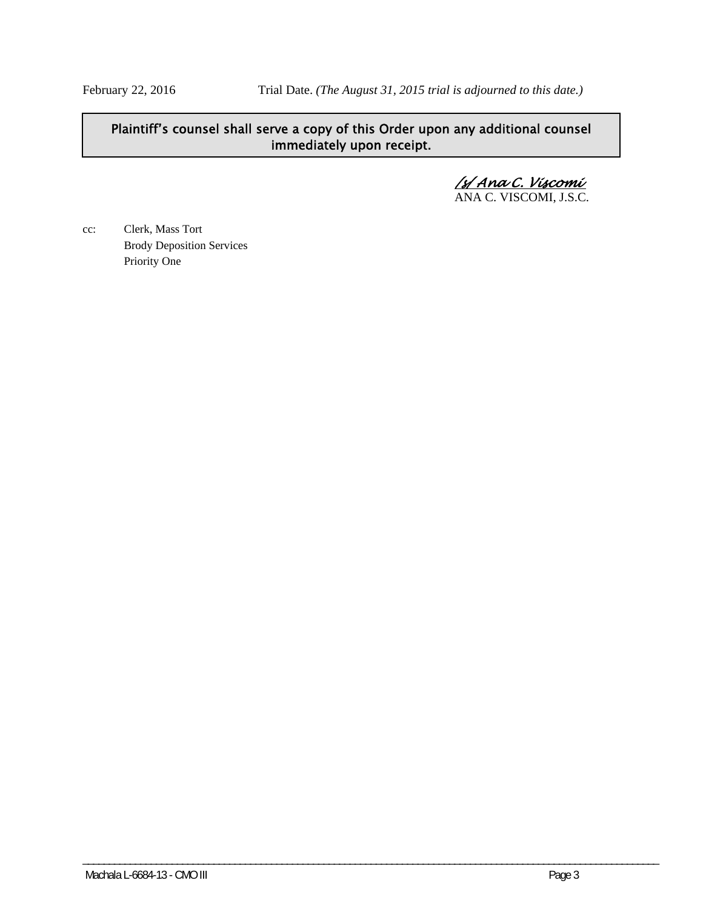| | |
|---|---|
| February 22, 2016 | Trial Date. *(The August 31, 2015 trial is adjourned to this date.)* |

**Plaintiff's counsel shall serve a copy of this Order upon any additional counsel immediately upon receipt.**

*/s/ Ana C. Viscomi*
ANA C. VISCOMI, J.S.C.

cc: Clerk, Mass Tort
Brody Deposition Services
Priority One